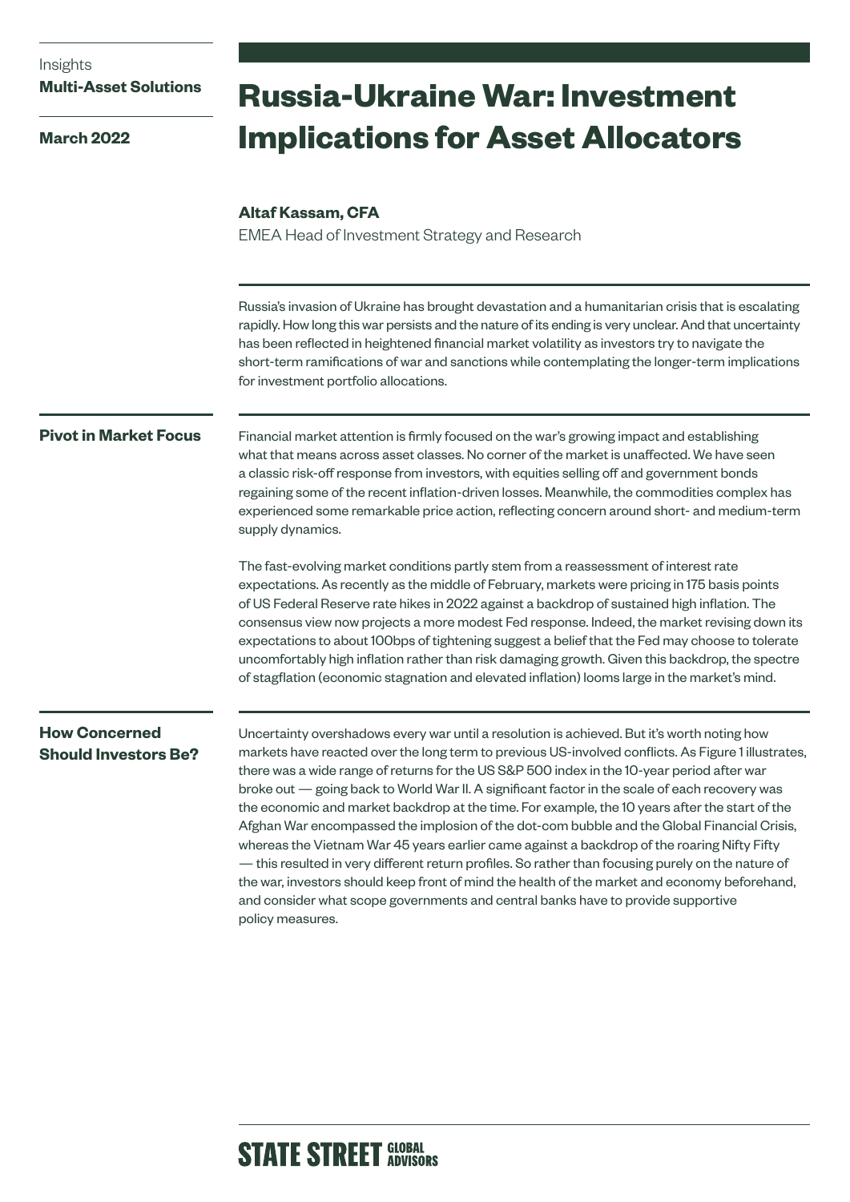Insights
**Multi-Asset Solutions**

**March 2022**

# Russia-Ukraine War: Investment Implications for Asset Allocators

**Altaf Kassam, CFA**
EMEA Head of Investment Strategy and Research

Russia's invasion of Ukraine has brought devastation and a humanitarian crisis that is escalating rapidly. How long this war persists and the nature of its ending is very unclear. And that uncertainty has been reflected in heightened financial market volatility as investors try to navigate the short-term ramifications of war and sanctions while contemplating the longer-term implications for investment portfolio allocations.

## Pivot in Market Focus

Financial market attention is firmly focused on the war's growing impact and establishing what that means across asset classes. No corner of the market is unaffected. We have seen a classic risk-off response from investors, with equities selling off and government bonds regaining some of the recent inflation-driven losses. Meanwhile, the commodities complex has experienced some remarkable price action, reflecting concern around short- and medium-term supply dynamics.

The fast-evolving market conditions partly stem from a reassessment of interest rate expectations. As recently as the middle of February, markets were pricing in 175 basis points of US Federal Reserve rate hikes in 2022 against a backdrop of sustained high inflation. The consensus view now projects a more modest Fed response. Indeed, the market revising down its expectations to about 100bps of tightening suggest a belief that the Fed may choose to tolerate uncomfortably high inflation rather than risk damaging growth. Given this backdrop, the spectre of stagflation (economic stagnation and elevated inflation) looms large in the market's mind.

## How Concerned Should Investors Be?

Uncertainty overshadows every war until a resolution is achieved. But it's worth noting how markets have reacted over the long term to previous US-involved conflicts. As Figure 1 illustrates, there was a wide range of returns for the US S&P 500 index in the 10-year period after war broke out — going back to World War II. A significant factor in the scale of each recovery was the economic and market backdrop at the time. For example, the 10 years after the start of the Afghan War encompassed the implosion of the dot-com bubble and the Global Financial Crisis, whereas the Vietnam War 45 years earlier came against a backdrop of the roaring Nifty Fifty — this resulted in very different return profiles. So rather than focusing purely on the nature of the war, investors should keep front of mind the health of the market and economy beforehand, and consider what scope governments and central banks have to provide supportive policy measures.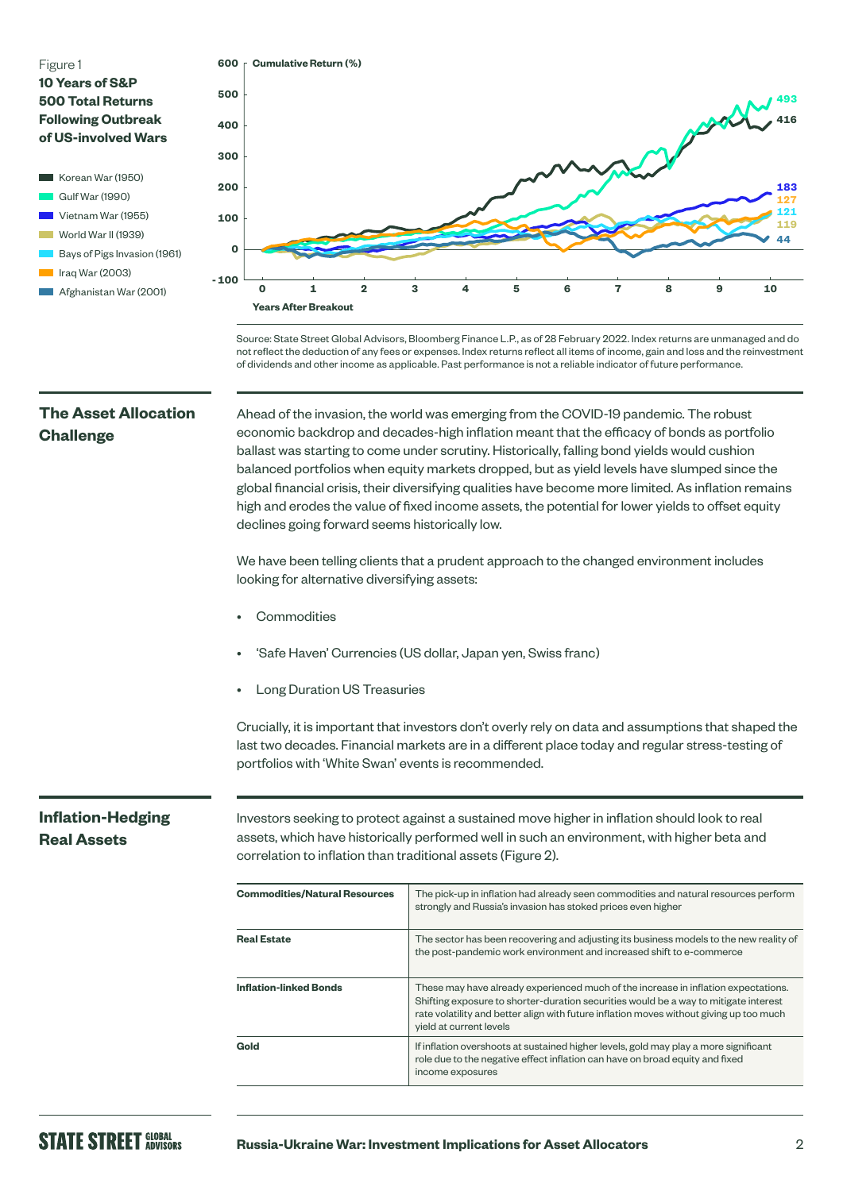Figure 1

**10 Years of S&P 500 Total Returns Following Outbreak of US-involved Wars**

- Korean War (1950)
- Gulf War (1990)
- Vietnam War (1955)
- World War II (1939)
- Bays of Pigs Invasion (1961)
- Iraq War (2003)
- Afghanistan War (2001)

Cumulative Return (%)

Years After Breakout

Source: State Street Global Advisors, Bloomberg Finance L.P., as of 28 February 2022. Index returns are unmanaged and do not reflect the deduction of any fees or expenses. Index returns reflect all items of income, gain and loss and the reinvestment of dividends and other income as applicable. Past performance is not a reliable indicator of future performance.

## The Asset Allocation Challenge

Ahead of the invasion, the world was emerging from the COVID-19 pandemic. The robust economic backdrop and decades-high inflation meant that the efficacy of bonds as portfolio ballast was starting to come under scrutiny. Historically, falling bond yields would cushion balanced portfolios when equity markets dropped, but as yield levels have slumped since the global financial crisis, their diversifying qualities have become more limited. As inflation remains high and erodes the value of fixed income assets, the potential for lower yields to offset equity declines going forward seems historically low.

We have been telling clients that a prudent approach to the changed environment includes looking for alternative diversifying assets:

- Commodities
- 'Safe Haven' Currencies (US dollar, Japan yen, Swiss franc)
- Long Duration US Treasuries

Crucially, it is important that investors don't overly rely on data and assumptions that shaped the last two decades. Financial markets are in a different place today and regular stress-testing of portfolios with 'White Swan' events is recommended.

## Inflation-Hedging Real Assets

Investors seeking to protect against a sustained move higher in inflation should look to real assets, which have historically performed well in such an environment, with higher beta and correlation to inflation than traditional assets (Figure 2).

| | |
|---|---|
| **Commodities/Natural Resources** | The pick-up in inflation had already seen commodities and natural resources perform strongly and Russia's invasion has stoked prices even higher |
| **Real Estate** | The sector has been recovering and adjusting its business models to the new reality of the post-pandemic work environment and increased shift to e-commerce |
| **Inflation-linked Bonds** | These may have already experienced much of the increase in inflation expectations. Shifting exposure to shorter-duration securities would be a way to mitigate interest rate volatility and better align with future inflation moves without giving up too much yield at current levels |
| **Gold** | If inflation overshoots at sustained higher levels, gold may play a more significant role due to the negative effect inflation can have on broad equity and fixed income exposures |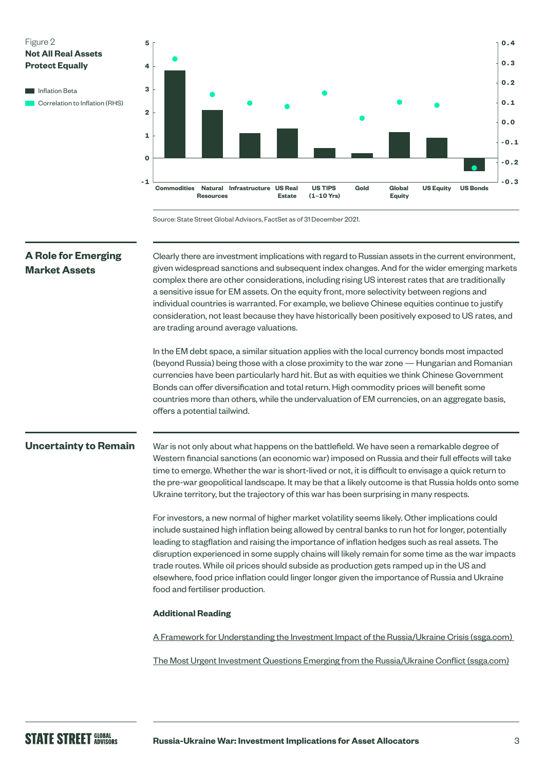Figure 2
**Not All Real Assets Protect Equally**

Inflation Beta
Correlation to Inflation (RHS)

Commodities, Natural Resources, Infrastructure, US Real Estate, US TIPS (1–10 Yrs), Gold, Global Equity, US Equity, US Bonds

Source: State Street Global Advisors, FactSet as of 31 December 2021.

## A Role for Emerging Market Assets

Clearly there are investment implications with regard to Russian assets in the current environment, given widespread sanctions and subsequent index changes. And for the wider emerging markets complex there are other considerations, including rising US interest rates that are traditionally a sensitive issue for EM assets. On the equity front, more selectivity between regions and individual countries is warranted. For example, we believe Chinese equities continue to justify consideration, not least because they have historically been positively exposed to US rates, and are trading around average valuations.

In the EM debt space, a similar situation applies with the local currency bonds most impacted (beyond Russia) being those with a close proximity to the war zone — Hungarian and Romanian currencies have been particularly hard hit. But as with equities we think Chinese Government Bonds can offer diversification and total return. High commodity prices will benefit some countries more than others, while the undervaluation of EM currencies, on an aggregate basis, offers a potential tailwind.

## Uncertainty to Remain

War is not only about what happens on the battlefield. We have seen a remarkable degree of Western financial sanctions (an economic war) imposed on Russia and their full effects will take time to emerge. Whether the war is short-lived or not, it is difficult to envisage a quick return to the pre-war geopolitical landscape. It may be that a likely outcome is that Russia holds onto some Ukraine territory, but the trajectory of this war has been surprising in many respects.

For investors, a new normal of higher market volatility seems likely. Other implications could include sustained high inflation being allowed by central banks to run hot for longer, potentially leading to stagflation and raising the importance of inflation hedges such as real assets. The disruption experienced in some supply chains will likely remain for some time as the war impacts trade routes. While oil prices should subside as production gets ramped up in the US and elsewhere, food price inflation could linger longer given the importance of Russia and Ukraine food and fertiliser production.

**Additional Reading**

A Framework for Understanding the Investment Impact of the Russia/Ukraine Crisis (ssga.com)

The Most Urgent Investment Questions Emerging from the Russia/Ukraine Conflict (ssga.com)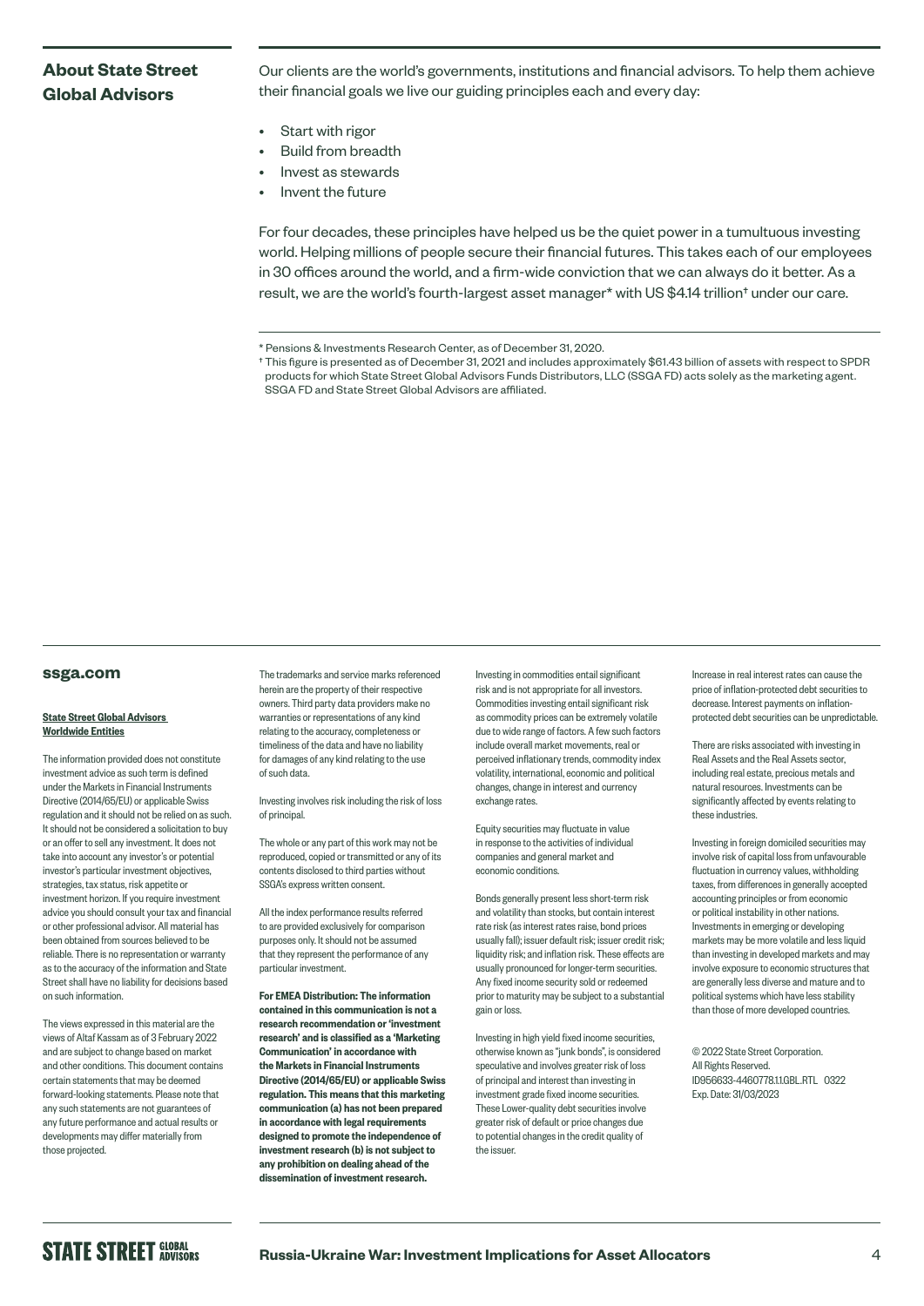## About State Street Global Advisors

Our clients are the world's governments, institutions and financial advisors. To help them achieve their financial goals we live our guiding principles each and every day:

- Start with rigor
- Build from breadth
- Invest as stewards
- Invent the future

For four decades, these principles have helped us be the quiet power in a tumultuous investing world. Helping millions of people secure their financial futures. This takes each of our employees in 30 offices around the world, and a firm-wide conviction that we can always do it better. As a result, we are the world's fourth-largest asset manager* with US $4.14 trillion† under our care.

\* Pensions & Investments Research Center, as of December 31, 2020.

† This figure is presented as of December 31, 2021 and includes approximately $61.43 billion of assets with respect to SPDR products for which State Street Global Advisors Funds Distributors, LLC (SSGA FD) acts solely as the marketing agent. SSGA FD and State Street Global Advisors are affiliated.

**ssga.com**

**State Street Global Advisors Worldwide Entities**

The information provided does not constitute investment advice as such term is defined under the Markets in Financial Instruments Directive (2014/65/EU) or applicable Swiss regulation and it should not be relied on as such. It should not be considered a solicitation to buy or an offer to sell any investment. It does not take into account any investor's or potential investor's particular investment objectives, strategies, tax status, risk appetite or investment horizon. If you require investment advice you should consult your tax and financial or other professional advisor. All material has been obtained from sources believed to be reliable. There is no representation or warranty as to the accuracy of the information and State Street shall have no liability for decisions based on such information.

The views expressed in this material are the views of Altaf Kassam as of 3 February 2022 and are subject to change based on market and other conditions. This document contains certain statements that may be deemed forward-looking statements. Please note that any such statements are not guarantees of any future performance and actual results or developments may differ materially from those projected.

The trademarks and service marks referenced herein are the property of their respective owners. Third party data providers make no warranties or representations of any kind relating to the accuracy, completeness or timeliness of the data and have no liability for damages of any kind relating to the use of such data.

Investing involves risk including the risk of loss of principal.

The whole or any part of this work may not be reproduced, copied or transmitted or any of its contents disclosed to third parties without SSGA's express written consent.

All the index performance results referred to are provided exclusively for comparison purposes only. It should not be assumed that they represent the performance of any particular investment.

**For EMEA Distribution: The information contained in this communication is not a research recommendation or 'investment research' and is classified as a 'Marketing Communication' in accordance with the Markets in Financial Instruments Directive (2014/65/EU) or applicable Swiss regulation. This means that this marketing communication (a) has not been prepared in accordance with legal requirements designed to promote the independence of investment research (b) is not subject to any prohibition on dealing ahead of the dissemination of investment research.**

Investing in commodities entail significant risk and is not appropriate for all investors. Commodities investing entail significant risk as commodity prices can be extremely volatile due to wide range of factors. A few such factors include overall market movements, real or perceived inflationary trends, commodity index volatility, international, economic and political changes, change in interest and currency exchange rates.

Equity securities may fluctuate in value in response to the activities of individual companies and general market and economic conditions.

Bonds generally present less short-term risk and volatility than stocks, but contain interest rate risk (as interest rates raise, bond prices usually fall); issuer default risk; issuer credit risk; liquidity risk; and inflation risk. These effects are usually pronounced for longer-term securities. Any fixed income security sold or redeemed prior to maturity may be subject to a substantial gain or loss.

Investing in high yield fixed income securities, otherwise known as "junk bonds", is considered speculative and involves greater risk of loss of principal and interest than investing in investment grade fixed income securities. These Lower-quality debt securities involve greater risk of default or price changes due to potential changes in the credit quality of the issuer.

Increase in real interest rates can cause the price of inflation-protected debt securities to decrease. Interest payments on inflation-protected debt securities can be unpredictable.

There are risks associated with investing in Real Assets and the Real Assets sector, including real estate, precious metals and natural resources. Investments can be significantly affected by events relating to these industries.

Investing in foreign domiciled securities may involve risk of capital loss from unfavourable fluctuation in currency values, withholding taxes, from differences in generally accepted accounting principles or from economic or political instability in other nations. Investments in emerging or developing markets may be more volatile and less liquid than investing in developed markets and may involve exposure to economic structures that are generally less diverse and mature and to political systems which have less stability than those of more developed countries.

© 2022 State Street Corporation.
All Rights Reserved.
ID956633-4460778.1.1.GBL.RTL 0322
Exp. Date: 31/03/2023